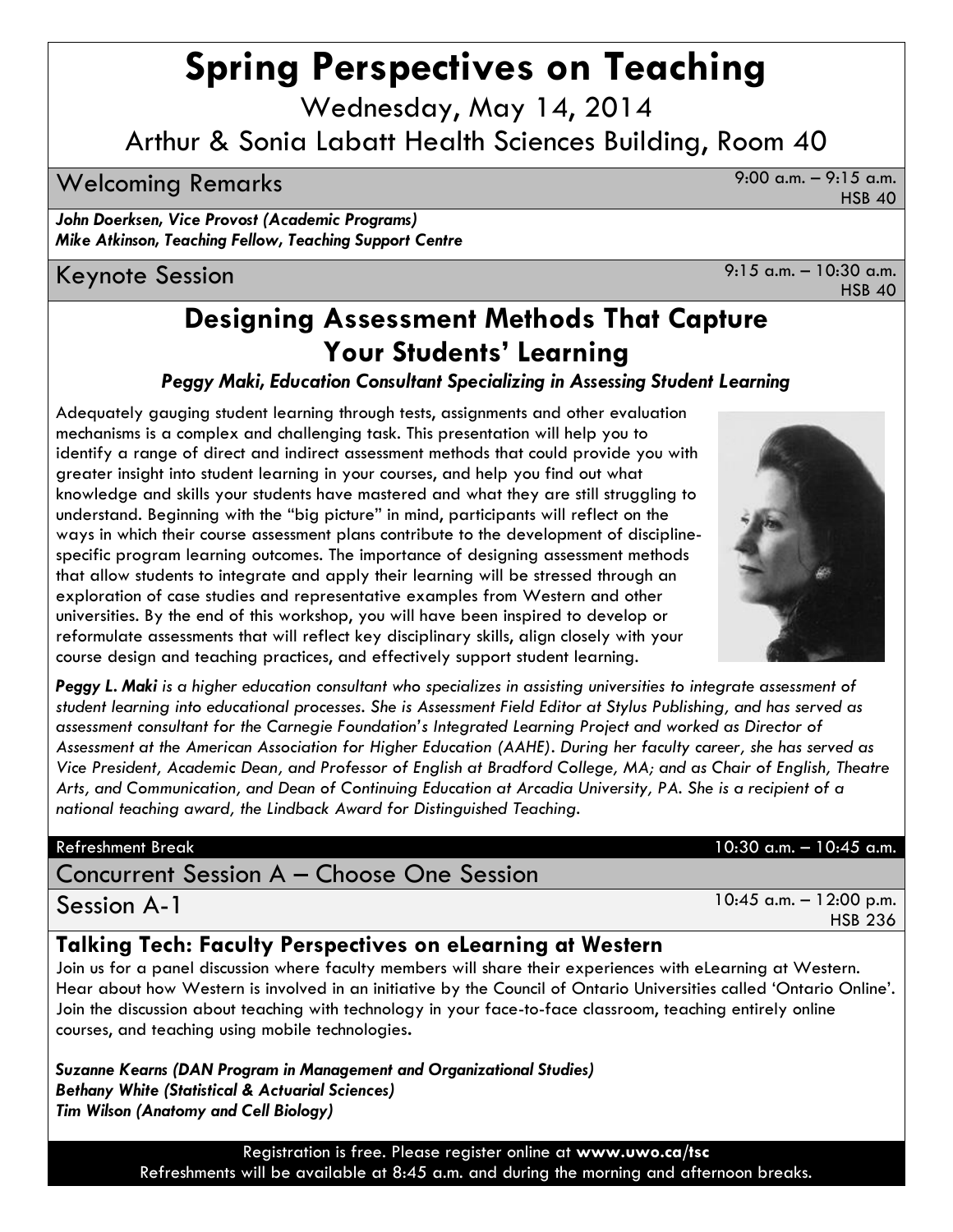# Spring Perspectives on Teaching

Wednesday, May 14, 2014

Arthur & Sonia Labatt Health Sciences Building, Room 40

## Welcoming Remarks

9:00 a.m. – 9:15 a.m.
HSB 40

***John Doerksen, Vice Provost (Academic Programs)***
***Mike Atkinson, Teaching Fellow, Teaching Support Centre***

## Keynote Session

9:15 a.m. – 10:30 a.m.
HSB 40

### Designing Assessment Methods That Capture Your Students' Learning

***Peggy Maki, Education Consultant Specializing in Assessing Student Learning***

Adequately gauging student learning through tests, assignments and other evaluation mechanisms is a complex and challenging task. This presentation will help you to identify a range of direct and indirect assessment methods that could provide you with greater insight into student learning in your courses, and help you find out what knowledge and skills your students have mastered and what they are still struggling to understand. Beginning with the "big picture" in mind, participants will reflect on the ways in which their course assessment plans contribute to the development of discipline-specific program learning outcomes. The importance of designing assessment methods that allow students to integrate and apply their learning will be stressed through an exploration of case studies and representative examples from Western and other universities. By the end of this workshop, you will have been inspired to develop or reformulate assessments that will reflect key disciplinary skills, align closely with your course design and teaching practices, and effectively support student learning.

***Peggy L. Maki*** *is a higher education consultant who specializes in assisting universities to integrate assessment of student learning into educational processes. She is Assessment Field Editor at Stylus Publishing, and has served as assessment consultant for the Carnegie Foundation's Integrated Learning Project and worked as Director of Assessment at the American Association for Higher Education (AAHE). During her faculty career, she has served as Vice President, Academic Dean, and Professor of English at Bradford College, MA; and as Chair of English, Theatre Arts, and Communication, and Dean of Continuing Education at Arcadia University, PA. She is a recipient of a national teaching award, the Lindback Award for Distinguished Teaching.*

Refreshment Break 10:30 a.m. – 10:45 a.m.

## Concurrent Session A – Choose One Session

## Session A-1

10:45 a.m. – 12:00 p.m.
HSB 236

### Talking Tech: Faculty Perspectives on eLearning at Western

Join us for a panel discussion where faculty members will share their experiences with eLearning at Western. Hear about how Western is involved in an initiative by the Council of Ontario Universities called 'Ontario Online'. Join the discussion about teaching with technology in your face-to-face classroom, teaching entirely online courses, and teaching using mobile technologies.

***Suzanne Kearns (DAN Program in Management and Organizational Studies)***
***Bethany White (Statistical & Actuarial Sciences)***
***Tim Wilson (Anatomy and Cell Biology)***

Registration is free. Please register online at **www.uwo.ca/tsc**
Refreshments will be available at 8:45 a.m. and during the morning and afternoon breaks.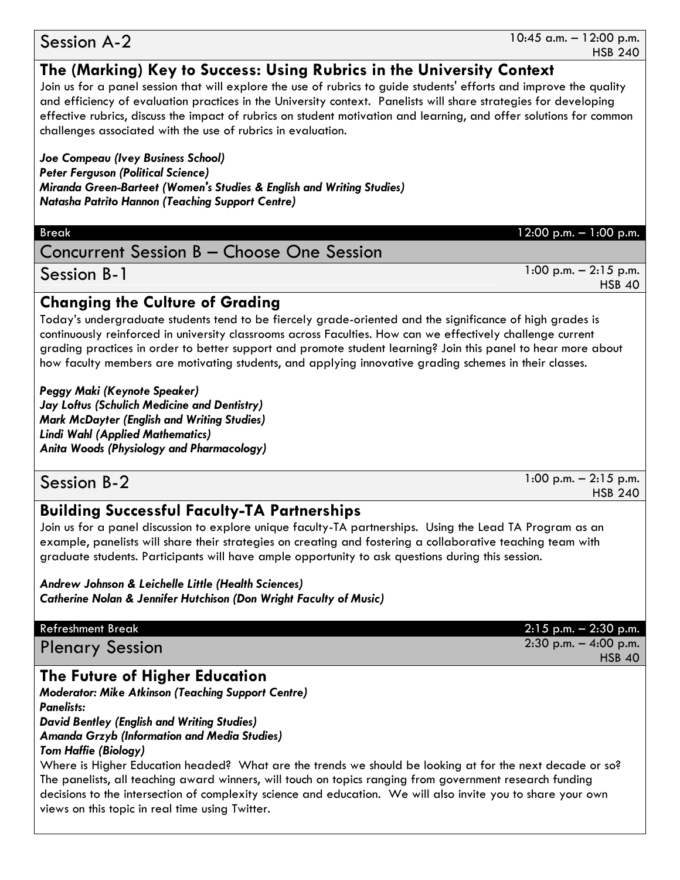## Session A-2

10:45 a.m. – 12:00 p.m.
HSB 240

### The (Marking) Key to Success: Using Rubrics in the University Context

Join us for a panel session that will explore the use of rubrics to guide students' efforts and improve the quality and efficiency of evaluation practices in the University context. Panelists will share strategies for developing effective rubrics, discuss the impact of rubrics on student motivation and learning, and offer solutions for common challenges associated with the use of rubrics in evaluation.

***Joe Compeau (Ivey Business School)***
***Peter Ferguson (Political Science)***
***Miranda Green-Barteet (Women's Studies & English and Writing Studies)***
***Natasha Patrito Hannon (Teaching Support Centre)***

**Break** 12:00 p.m. – 1:00 p.m.

## Concurrent Session B – Choose One Session

## Session B-1

1:00 p.m. – 2:15 p.m.
HSB 40

### Changing the Culture of Grading

Today's undergraduate students tend to be fiercely grade-oriented and the significance of high grades is continuously reinforced in university classrooms across Faculties. How can we effectively challenge current grading practices in order to better support and promote student learning? Join this panel to hear more about how faculty members are motivating students, and applying innovative grading schemes in their classes.

***Peggy Maki (Keynote Speaker)***
***Jay Loftus (Schulich Medicine and Dentistry)***
***Mark McDayter (English and Writing Studies)***
***Lindi Wahl (Applied Mathematics)***
***Anita Woods (Physiology and Pharmacology)***

## Session B-2

1:00 p.m. – 2:15 p.m.
HSB 240

### Building Successful Faculty-TA Partnerships

Join us for a panel discussion to explore unique faculty-TA partnerships. Using the Lead TA Program as an example, panelists will share their strategies on creating and fostering a collaborative teaching team with graduate students. Participants will have ample opportunity to ask questions during this session.

***Andrew Johnson & Leichelle Little (Health Sciences)***
***Catherine Nolan & Jennifer Hutchison (Don Wright Faculty of Music)***

**Refreshment Break** 2:15 p.m. – 2:30 p.m.

## Plenary Session

2:30 p.m. – 4:00 p.m.
HSB 40

### The Future of Higher Education

***Moderator: Mike Atkinson (Teaching Support Centre)***
***Panelists:***
***David Bentley (English and Writing Studies)***
***Amanda Grzyb (Information and Media Studies)***
***Tom Haffie (Biology)***

Where is Higher Education headed? What are the trends we should be looking at for the next decade or so? The panelists, all teaching award winners, will touch on topics ranging from government research funding decisions to the intersection of complexity science and education. We will also invite you to share your own views on this topic in real time using Twitter.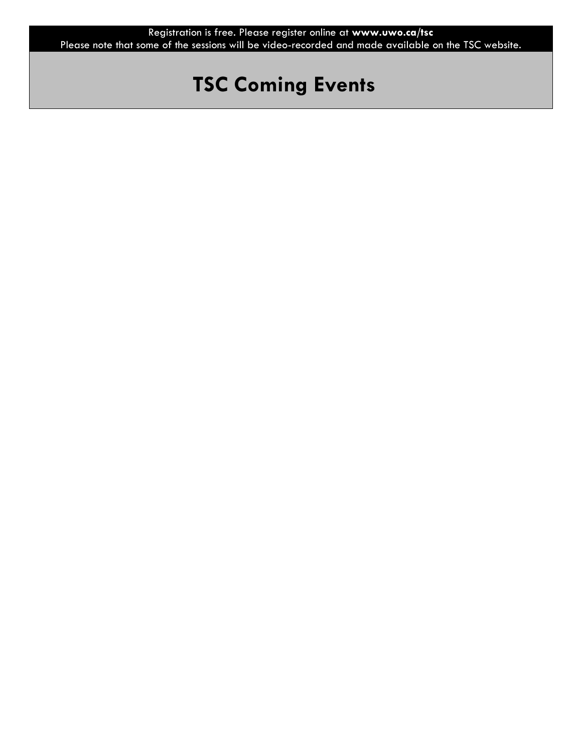Registration is free. Please register online at **www.uwo.ca/tsc**
Please note that some of the sessions will be video-recorded and made available on the TSC website.

# TSC Coming Events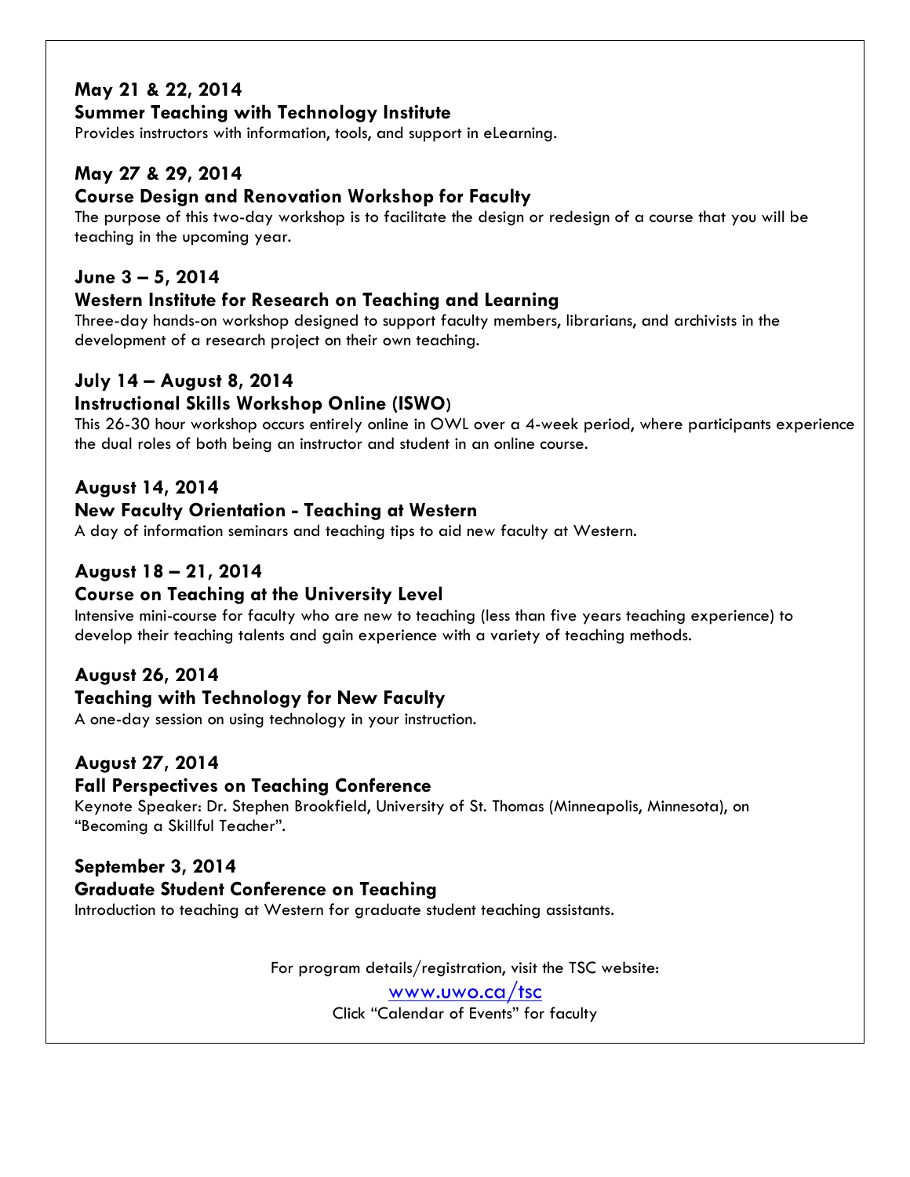**May 21 & 22, 2014**

**Summer Teaching with Technology Institute**

Provides instructors with information, tools, and support in eLearning.

**May 27 & 29, 2014**

**Course Design and Renovation Workshop for Faculty**

The purpose of this two-day workshop is to facilitate the design or redesign of a course that you will be teaching in the upcoming year.

**June 3 – 5, 2014**

**Western Institute for Research on Teaching and Learning**

Three-day hands-on workshop designed to support faculty members, librarians, and archivists in the development of a research project on their own teaching.

**July 14 – August 8, 2014**

**Instructional Skills Workshop Online (ISWO)**

This 26-30 hour workshop occurs entirely online in OWL over a 4-week period, where participants experience the dual roles of both being an instructor and student in an online course.

**August 14, 2014**

**New Faculty Orientation - Teaching at Western**

A day of information seminars and teaching tips to aid new faculty at Western.

**August 18 – 21, 2014**

**Course on Teaching at the University Level**

Intensive mini-course for faculty who are new to teaching (less than five years teaching experience) to develop their teaching talents and gain experience with a variety of teaching methods.

**August 26, 2014**

**Teaching with Technology for New Faculty**

A one-day session on using technology in your instruction.

**August 27, 2014**

**Fall Perspectives on Teaching Conference**

Keynote Speaker: Dr. Stephen Brookfield, University of St. Thomas (Minneapolis, Minnesota), on "Becoming a Skillful Teacher".

**September 3, 2014**

**Graduate Student Conference on Teaching**

Introduction to teaching at Western for graduate student teaching assistants.

For program details/registration, visit the TSC website:

www.uwo.ca/tsc

Click "Calendar of Events" for faculty